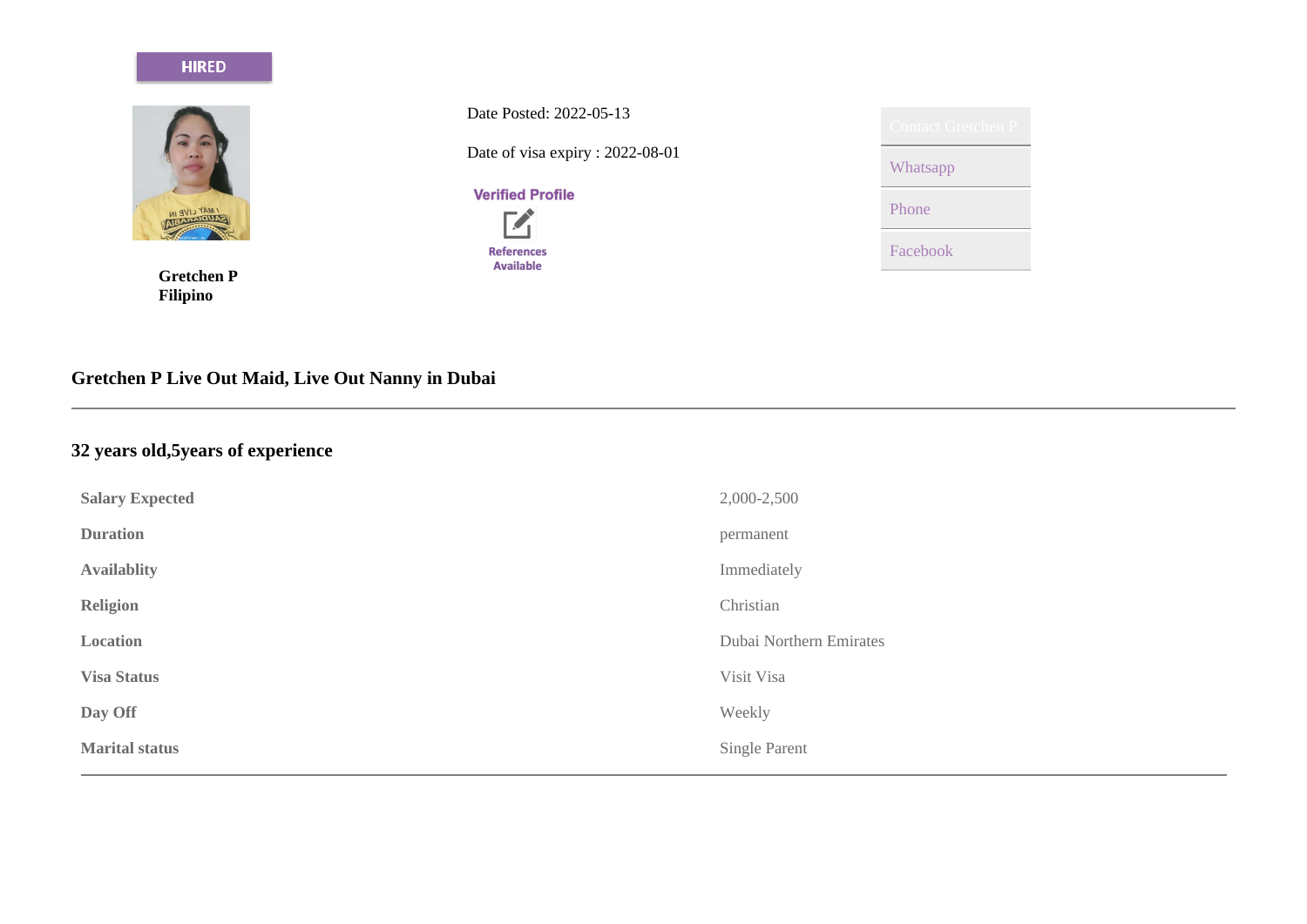HIRED

Gretchen P
Filipino

Date Posted: 2022-05-13

Date of visa expiry : 2022-08-01

Verified Profile

References Available

Contact Gretchen P

Whatsapp

Phone

Facebook

## Gretchen P Live Out Maid, Live Out Nanny in Dubai

---

## 32 years old,5years of experience

| | |
|---|---|
| **Salary Expected** | 2,000-2,500 |
| **Duration** | permanent |
| **Availablity** | Immediately |
| **Religion** | Christian |
| **Location** | Dubai Northern Emirates |
| **Visa Status** | Visit Visa |
| **Day Off** | Weekly |
| **Marital status** | Single Parent |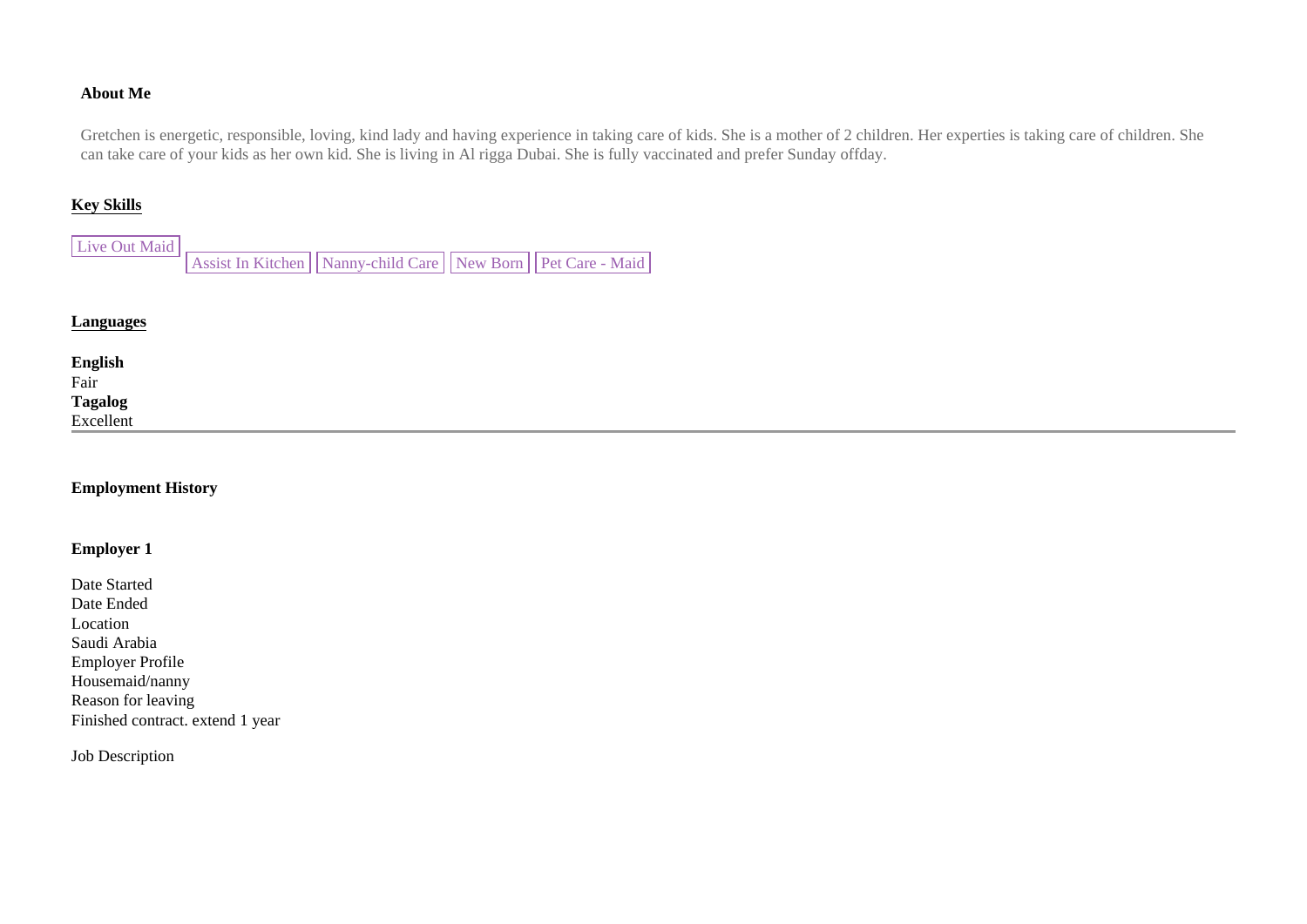**About Me**

Gretchen is energetic, responsible, loving, kind lady and having experience in taking care of kids. She is a mother of 2 children. Her experties is taking care of children. She can take care of your kids as her own kid. She is living in Al rigga Dubai. She is fully vaccinated and prefer Sunday offday.

## Key Skills

Live Out Maid | Assist In Kitchen | Nanny-child Care | New Born | Pet Care - Maid

## Languages

**English**
Fair
**Tagalog**
Excellent

---

### Employment History

**Employer 1**

Date Started
Date Ended
Location
Saudi Arabia
Employer Profile
Housemaid/nanny
Reason for leaving
Finished contract. extend 1 year

Job Description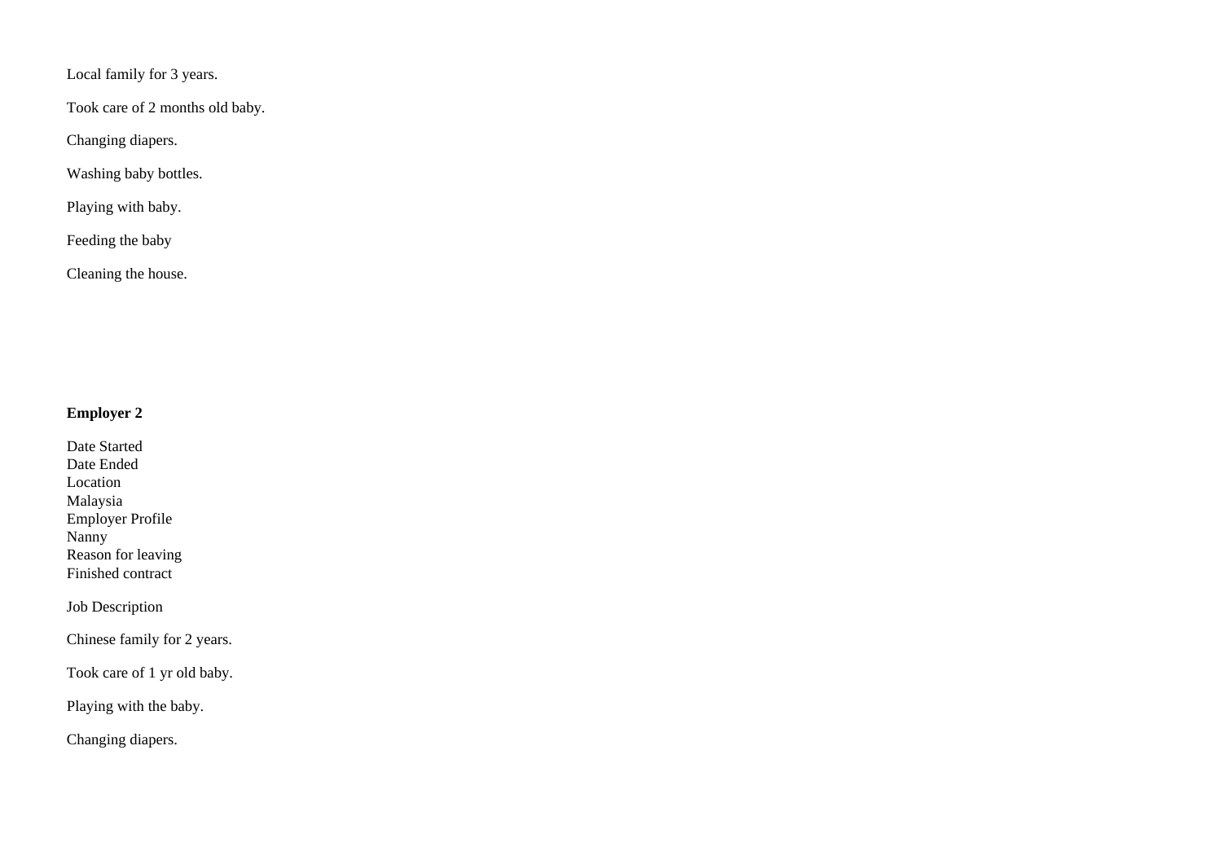Local family for 3 years.

Took care of 2 months old baby.

Changing diapers.

Washing baby bottles.

Playing with baby.

Feeding the baby

Cleaning the house.

**Employer 2**

Date Started
Date Ended
Location
Malaysia
Employer Profile
Nanny
Reason for leaving
Finished contract

Job Description

Chinese family for 2 years.

Took care of 1 yr old baby.

Playing with the baby.

Changing diapers.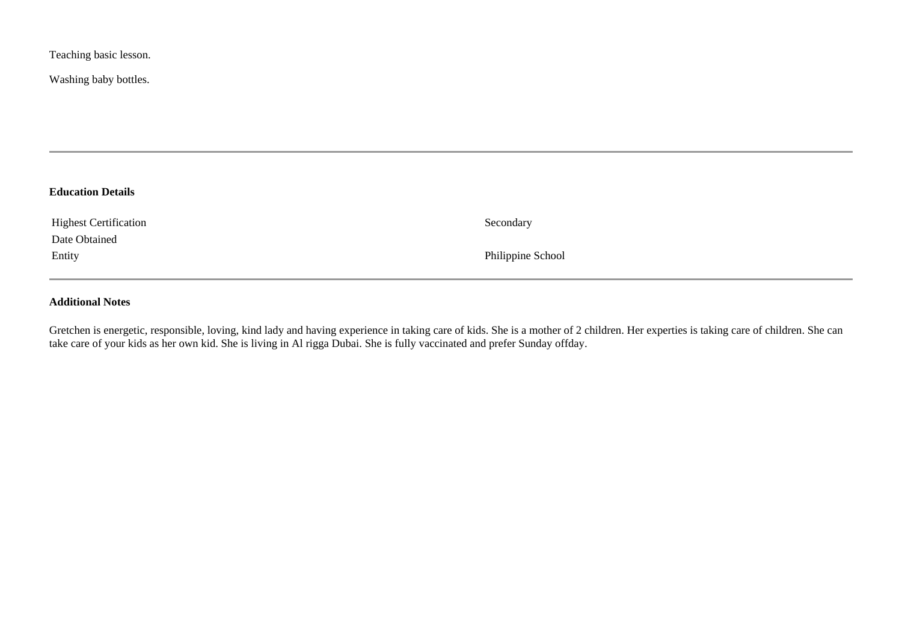Teaching basic lesson.

Washing baby bottles.

---

**Education Details**

| | |
|---|---|
| Highest Certification | Secondary |
| Date Obtained | |
| Entity | Philippine School |

---

**Additional Notes**

Gretchen is energetic, responsible, loving, kind lady and having experience in taking care of kids. She is a mother of 2 children. Her experties is taking care of children. She can take care of your kids as her own kid. She is living in Al rigga Dubai. She is fully vaccinated and prefer Sunday offday.